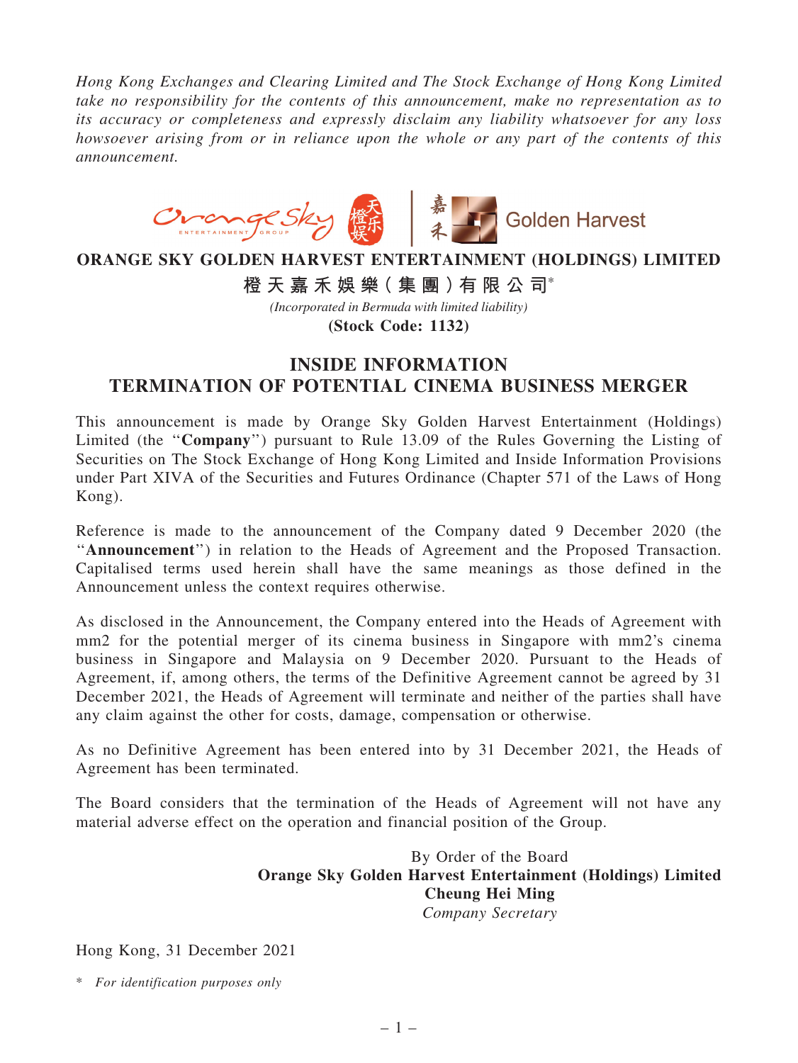*Hong Kong Exchanges and Clearing Limited and The Stock Exchange of Hong Kong Limited take no responsibility for the contents of this announcement, make no representation as to its accuracy or completeness and expressly disclaim any liability whatsoever for any loss howsoever arising from or in reliance upon the whole or any part of the contents of this announcement.*

**ORANGE SKY GOLDEN HARVEST ENTERTAINMENT (HOLDINGS) LIMITED**

**橙天嘉禾娛樂(集團)有限公司***

*(Incorporated in Bermuda with limited liability)*

**(Stock Code: 1132)**

# INSIDE INFORMATION
# TERMINATION OF POTENTIAL CINEMA BUSINESS MERGER

This announcement is made by Orange Sky Golden Harvest Entertainment (Holdings) Limited (the "**Company**") pursuant to Rule 13.09 of the Rules Governing the Listing of Securities on The Stock Exchange of Hong Kong Limited and Inside Information Provisions under Part XIVA of the Securities and Futures Ordinance (Chapter 571 of the Laws of Hong Kong).

Reference is made to the announcement of the Company dated 9 December 2020 (the "**Announcement**") in relation to the Heads of Agreement and the Proposed Transaction. Capitalised terms used herein shall have the same meanings as those defined in the Announcement unless the context requires otherwise.

As disclosed in the Announcement, the Company entered into the Heads of Agreement with mm2 for the potential merger of its cinema business in Singapore with mm2's cinema business in Singapore and Malaysia on 9 December 2020. Pursuant to the Heads of Agreement, if, among others, the terms of the Definitive Agreement cannot be agreed by 31 December 2021, the Heads of Agreement will terminate and neither of the parties shall have any claim against the other for costs, damage, compensation or otherwise.

As no Definitive Agreement has been entered into by 31 December 2021, the Heads of Agreement has been terminated.

The Board considers that the termination of the Heads of Agreement will not have any material adverse effect on the operation and financial position of the Group.

By Order of the Board
**Orange Sky Golden Harvest Entertainment (Holdings) Limited**
**Cheung Hei Ming**
*Company Secretary*

Hong Kong, 31 December 2021

\* *For identification purposes only*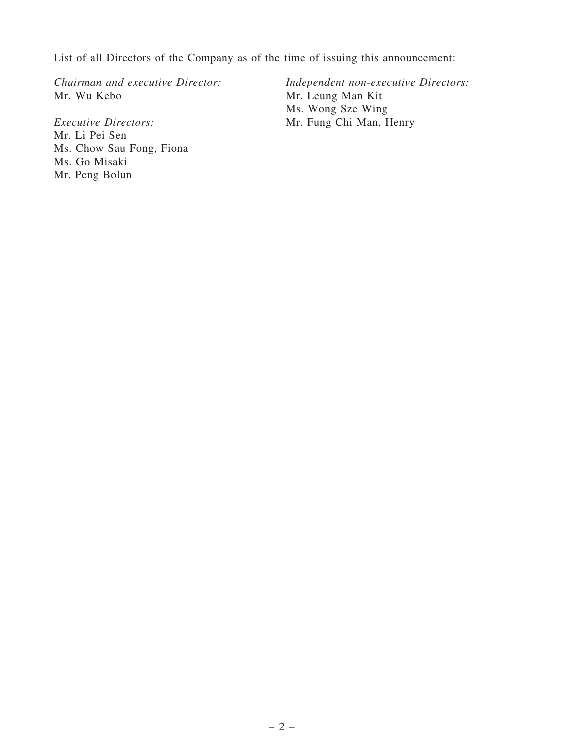List of all Directors of the Company as of the time of issuing this announcement:

*Chairman and executive Director:*
Mr. Wu Kebo

*Executive Directors:*
Mr. Li Pei Sen
Ms. Chow Sau Fong, Fiona
Ms. Go Misaki
Mr. Peng Bolun

*Independent non-executive Directors:*
Mr. Leung Man Kit
Ms. Wong Sze Wing
Mr. Fung Chi Man, Henry